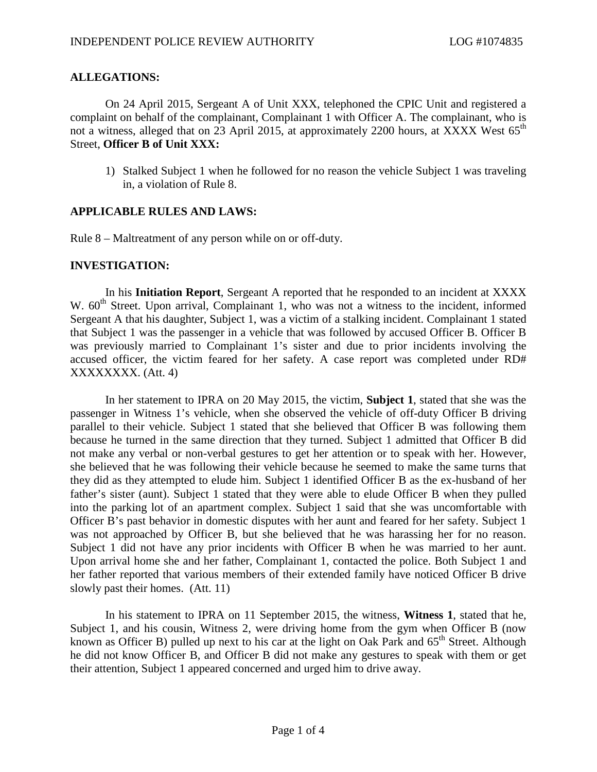## ALLEGATIONS:

On 24 April 2015, Sergeant A of Unit XXX, telephoned the CPIC Unit and registered a complaint on behalf of the complainant, Complainant 1 with Officer A. The complainant, who is not a witness, alleged that on 23 April 2015, at approximately 2200 hours, at XXXX West 65th Street, **Officer B of Unit XXX:**

1) Stalked Subject 1 when he followed for no reason the vehicle Subject 1 was traveling in, a violation of Rule 8.

## APPLICABLE RULES AND LAWS:

Rule 8 – Maltreatment of any person while on or off-duty.

## INVESTIGATION:

In his **Initiation Report**, Sergeant A reported that he responded to an incident at XXXX W. 60th Street. Upon arrival, Complainant 1, who was not a witness to the incident, informed Sergeant A that his daughter, Subject 1, was a victim of a stalking incident. Complainant 1 stated that Subject 1 was the passenger in a vehicle that was followed by accused Officer B. Officer B was previously married to Complainant 1's sister and due to prior incidents involving the accused officer, the victim feared for her safety. A case report was completed under RD# XXXXXXXX. (Att. 4)

In her statement to IPRA on 20 May 2015, the victim, **Subject 1**, stated that she was the passenger in Witness 1's vehicle, when she observed the vehicle of off-duty Officer B driving parallel to their vehicle. Subject 1 stated that she believed that Officer B was following them because he turned in the same direction that they turned. Subject 1 admitted that Officer B did not make any verbal or non-verbal gestures to get her attention or to speak with her. However, she believed that he was following their vehicle because he seemed to make the same turns that they did as they attempted to elude him. Subject 1 identified Officer B as the ex-husband of her father's sister (aunt). Subject 1 stated that they were able to elude Officer B when they pulled into the parking lot of an apartment complex. Subject 1 said that she was uncomfortable with Officer B's past behavior in domestic disputes with her aunt and feared for her safety. Subject 1 was not approached by Officer B, but she believed that he was harassing her for no reason. Subject 1 did not have any prior incidents with Officer B when he was married to her aunt. Upon arrival home she and her father, Complainant 1, contacted the police. Both Subject 1 and her father reported that various members of their extended family have noticed Officer B drive slowly past their homes. (Att. 11)

In his statement to IPRA on 11 September 2015, the witness, **Witness 1**, stated that he, Subject 1, and his cousin, Witness 2, were driving home from the gym when Officer B (now known as Officer B) pulled up next to his car at the light on Oak Park and 65th Street. Although he did not know Officer B, and Officer B did not make any gestures to speak with them or get their attention, Subject 1 appeared concerned and urged him to drive away.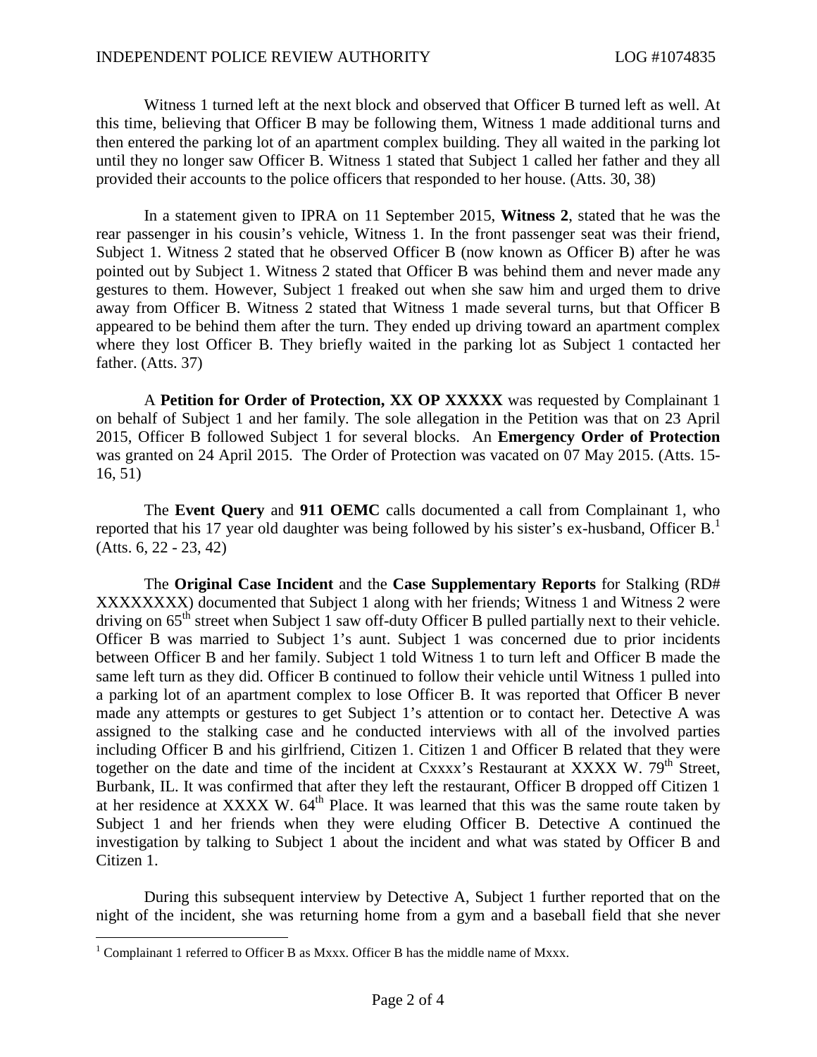Witness 1 turned left at the next block and observed that Officer B turned left as well. At this time, believing that Officer B may be following them, Witness 1 made additional turns and then entered the parking lot of an apartment complex building. They all waited in the parking lot until they no longer saw Officer B. Witness 1 stated that Subject 1 called her father and they all provided their accounts to the police officers that responded to her house. (Atts. 30, 38)

In a statement given to IPRA on 11 September 2015, **Witness 2**, stated that he was the rear passenger in his cousin's vehicle, Witness 1. In the front passenger seat was their friend, Subject 1. Witness 2 stated that he observed Officer B (now known as Officer B) after he was pointed out by Subject 1. Witness 2 stated that Officer B was behind them and never made any gestures to them. However, Subject 1 freaked out when she saw him and urged them to drive away from Officer B. Witness 2 stated that Witness 1 made several turns, but that Officer B appeared to be behind them after the turn. They ended up driving toward an apartment complex where they lost Officer B. They briefly waited in the parking lot as Subject 1 contacted her father. (Atts. 37)

A **Petition for Order of Protection, XX OP XXXXX** was requested by Complainant 1 on behalf of Subject 1 and her family. The sole allegation in the Petition was that on 23 April 2015, Officer B followed Subject 1 for several blocks. An **Emergency Order of Protection** was granted on 24 April 2015. The Order of Protection was vacated on 07 May 2015. (Atts. 15-16, 51)

The **Event Query** and **911 OEMC** calls documented a call from Complainant 1, who reported that his 17 year old daughter was being followed by his sister's ex-husband, Officer B.[1] (Atts. 6, 22 - 23, 42)

The **Original Case Incident** and the **Case Supplementary Reports** for Stalking (RD# XXXXXXXX) documented that Subject 1 along with her friends; Witness 1 and Witness 2 were driving on 65th street when Subject 1 saw off-duty Officer B pulled partially next to their vehicle. Officer B was married to Subject 1's aunt. Subject 1 was concerned due to prior incidents between Officer B and her family. Subject 1 told Witness 1 to turn left and Officer B made the same left turn as they did. Officer B continued to follow their vehicle until Witness 1 pulled into a parking lot of an apartment complex to lose Officer B. It was reported that Officer B never made any attempts or gestures to get Subject 1's attention or to contact her. Detective A was assigned to the stalking case and he conducted interviews with all of the involved parties including Officer B and his girlfriend, Citizen 1. Citizen 1 and Officer B related that they were together on the date and time of the incident at Cxxxx's Restaurant at XXXX W. 79th Street, Burbank, IL. It was confirmed that after they left the restaurant, Officer B dropped off Citizen 1 at her residence at XXXX W. 64th Place. It was learned that this was the same route taken by Subject 1 and her friends when they were eluding Officer B. Detective A continued the investigation by talking to Subject 1 about the incident and what was stated by Officer B and Citizen 1.

During this subsequent interview by Detective A, Subject 1 further reported that on the night of the incident, she was returning home from a gym and a baseball field that she never

---

[1] Complainant 1 referred to Officer B as Mxxx. Officer B has the middle name of Mxxx.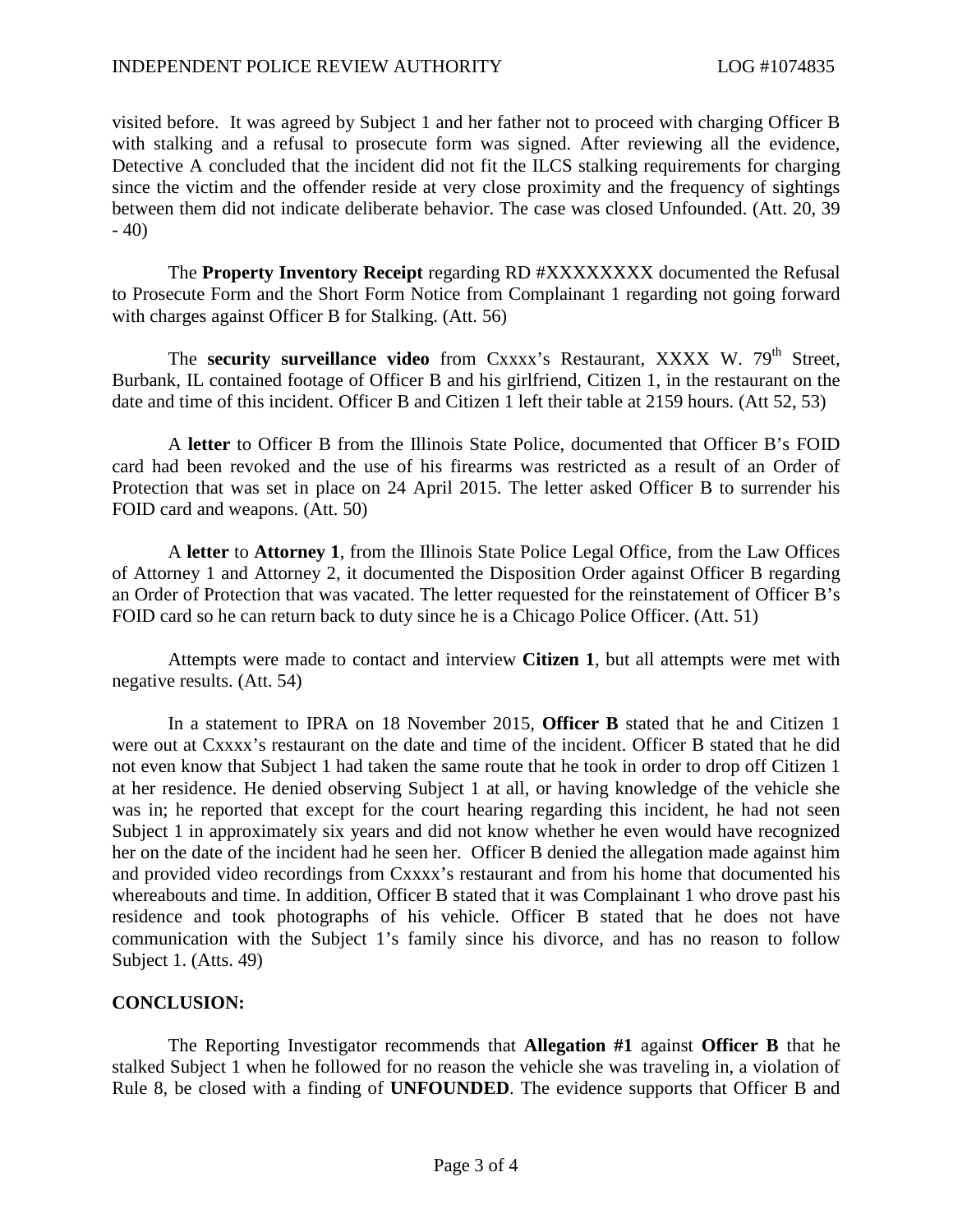visited before. It was agreed by Subject 1 and her father not to proceed with charging Officer B with stalking and a refusal to prosecute form was signed. After reviewing all the evidence, Detective A concluded that the incident did not fit the ILCS stalking requirements for charging since the victim and the offender reside at very close proximity and the frequency of sightings between them did not indicate deliberate behavior. The case was closed Unfounded. (Att. 20, 39 - 40)

The **Property Inventory Receipt** regarding RD #XXXXXXXX documented the Refusal to Prosecute Form and the Short Form Notice from Complainant 1 regarding not going forward with charges against Officer B for Stalking. (Att. 56)

The **security surveillance video** from Cxxxx's Restaurant, XXXX W. 79th Street, Burbank, IL contained footage of Officer B and his girlfriend, Citizen 1, in the restaurant on the date and time of this incident. Officer B and Citizen 1 left their table at 2159 hours. (Att 52, 53)

A **letter** to Officer B from the Illinois State Police, documented that Officer B's FOID card had been revoked and the use of his firearms was restricted as a result of an Order of Protection that was set in place on 24 April 2015. The letter asked Officer B to surrender his FOID card and weapons. (Att. 50)

A **letter** to **Attorney 1**, from the Illinois State Police Legal Office, from the Law Offices of Attorney 1 and Attorney 2, it documented the Disposition Order against Officer B regarding an Order of Protection that was vacated. The letter requested for the reinstatement of Officer B's FOID card so he can return back to duty since he is a Chicago Police Officer. (Att. 51)

Attempts were made to contact and interview **Citizen 1**, but all attempts were met with negative results. (Att. 54)

In a statement to IPRA on 18 November 2015, **Officer B** stated that he and Citizen 1 were out at Cxxxx's restaurant on the date and time of the incident. Officer B stated that he did not even know that Subject 1 had taken the same route that he took in order to drop off Citizen 1 at her residence. He denied observing Subject 1 at all, or having knowledge of the vehicle she was in; he reported that except for the court hearing regarding this incident, he had not seen Subject 1 in approximately six years and did not know whether he even would have recognized her on the date of the incident had he seen her. Officer B denied the allegation made against him and provided video recordings from Cxxxx's restaurant and from his home that documented his whereabouts and time. In addition, Officer B stated that it was Complainant 1 who drove past his residence and took photographs of his vehicle. Officer B stated that he does not have communication with the Subject 1's family since his divorce, and has no reason to follow Subject 1. (Atts. 49)

## CONCLUSION:

The Reporting Investigator recommends that **Allegation #1** against **Officer B** that he stalked Subject 1 when he followed for no reason the vehicle she was traveling in, a violation of Rule 8, be closed with a finding of **UNFOUNDED**. The evidence supports that Officer B and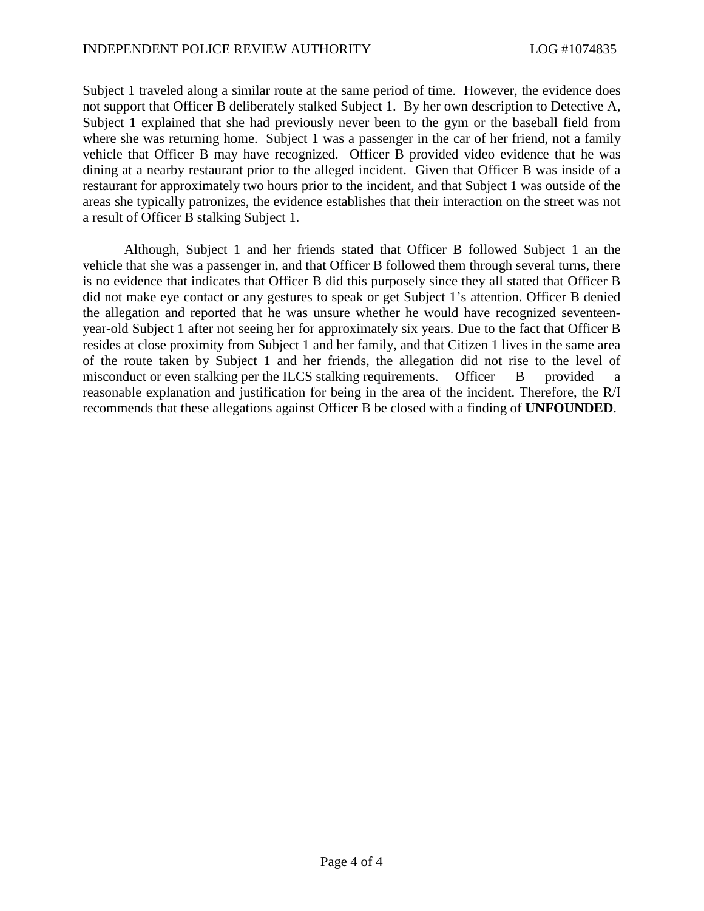Subject 1 traveled along a similar route at the same period of time. However, the evidence does not support that Officer B deliberately stalked Subject 1. By her own description to Detective A, Subject 1 explained that she had previously never been to the gym or the baseball field from where she was returning home. Subject 1 was a passenger in the car of her friend, not a family vehicle that Officer B may have recognized. Officer B provided video evidence that he was dining at a nearby restaurant prior to the alleged incident. Given that Officer B was inside of a restaurant for approximately two hours prior to the incident, and that Subject 1 was outside of the areas she typically patronizes, the evidence establishes that their interaction on the street was not a result of Officer B stalking Subject 1.

Although, Subject 1 and her friends stated that Officer B followed Subject 1 an the vehicle that she was a passenger in, and that Officer B followed them through several turns, there is no evidence that indicates that Officer B did this purposely since they all stated that Officer B did not make eye contact or any gestures to speak or get Subject 1's attention. Officer B denied the allegation and reported that he was unsure whether he would have recognized seventeen-year-old Subject 1 after not seeing her for approximately six years. Due to the fact that Officer B resides at close proximity from Subject 1 and her family, and that Citizen 1 lives in the same area of the route taken by Subject 1 and her friends, the allegation did not rise to the level of misconduct or even stalking per the ILCS stalking requirements. Officer B provided a reasonable explanation and justification for being in the area of the incident. Therefore, the R/I recommends that these allegations against Officer B be closed with a finding of **UNFOUNDED**.